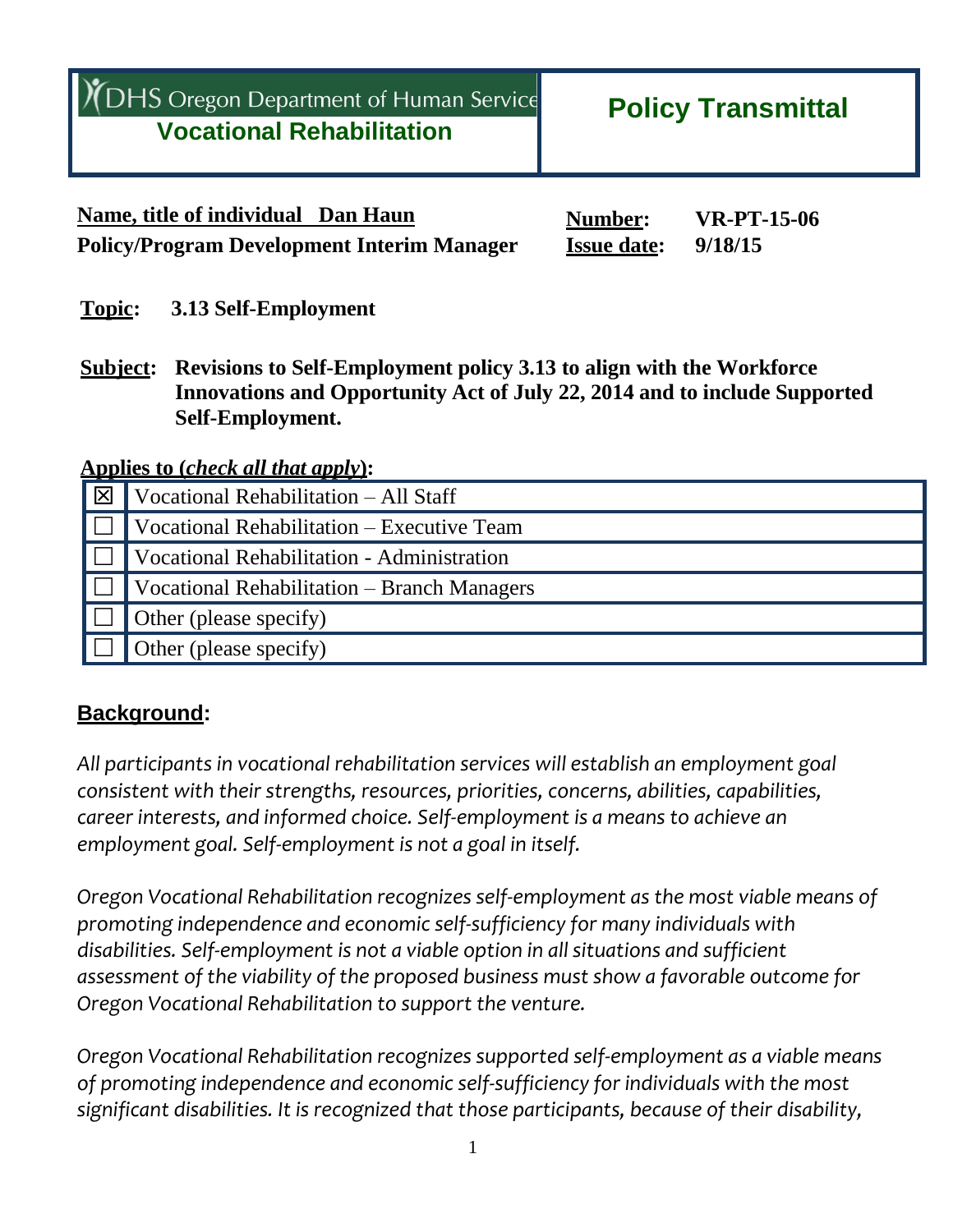# DHS Oregon Department of Human Services
## Vocational Rehabilitation

# Policy Transmittal

**Name, title of individual Dan Haun**
**Policy/Program Development Interim Manager**

**Number:** **VR-PT-15-06**
**Issue date:** **9/18/15**

**Topic:** **3.13 Self-Employment**

**Subject:** **Revisions to Self-Employment policy 3.13 to align with the Workforce Innovations and Opportunity Act of July 22, 2014 and to include Supported Self-Employment.**

**Applies to (*check all that apply*):**

| | |
|---|---|
| ☒ | Vocational Rehabilitation – All Staff |
| ☐ | Vocational Rehabilitation – Executive Team |
| ☐ | Vocational Rehabilitation - Administration |
| ☐ | Vocational Rehabilitation – Branch Managers |
| ☐ | Other (please specify) |
| ☐ | Other (please specify) |

## Background:

*All participants in vocational rehabilitation services will establish an employment goal consistent with their strengths, resources, priorities, concerns, abilities, capabilities, career interests, and informed choice. Self-employment is a means to achieve an employment goal. Self-employment is not a goal in itself.*

*Oregon Vocational Rehabilitation recognizes self-employment as the most viable means of promoting independence and economic self-sufficiency for many individuals with disabilities. Self-employment is not a viable option in all situations and sufficient assessment of the viability of the proposed business must show a favorable outcome for Oregon Vocational Rehabilitation to support the venture.*

*Oregon Vocational Rehabilitation recognizes supported self-employment as a viable means of promoting independence and economic self-sufficiency for individuals with the most significant disabilities. It is recognized that those participants, because of their disability,*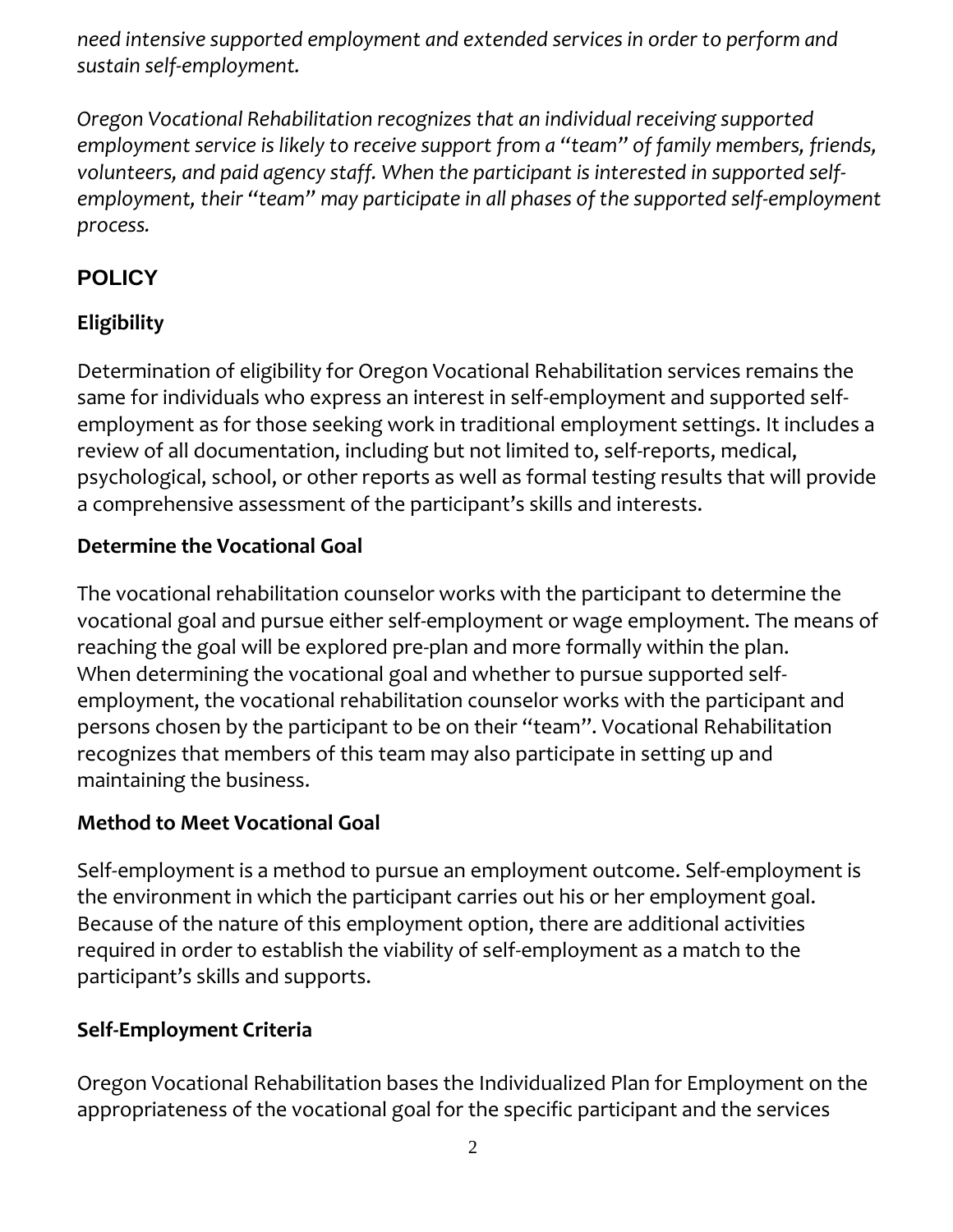*need intensive supported employment and extended services in order to perform and sustain self-employment.*

*Oregon Vocational Rehabilitation recognizes that an individual receiving supported employment service is likely to receive support from a "team" of family members, friends, volunteers, and paid agency staff. When the participant is interested in supported self-employment, their "team" may participate in all phases of the supported self-employment process.*

## POLICY

### Eligibility

Determination of eligibility for Oregon Vocational Rehabilitation services remains the same for individuals who express an interest in self-employment and supported self-employment as for those seeking work in traditional employment settings. It includes a review of all documentation, including but not limited to, self-reports, medical, psychological, school, or other reports as well as formal testing results that will provide a comprehensive assessment of the participant's skills and interests.

### Determine the Vocational Goal

The vocational rehabilitation counselor works with the participant to determine the vocational goal and pursue either self-employment or wage employment. The means of reaching the goal will be explored pre-plan and more formally within the plan. When determining the vocational goal and whether to pursue supported self-employment, the vocational rehabilitation counselor works with the participant and persons chosen by the participant to be on their "team". Vocational Rehabilitation recognizes that members of this team may also participate in setting up and maintaining the business.

### Method to Meet Vocational Goal

Self-employment is a method to pursue an employment outcome. Self-employment is the environment in which the participant carries out his or her employment goal. Because of the nature of this employment option, there are additional activities required in order to establish the viability of self-employment as a match to the participant's skills and supports.

### Self-Employment Criteria

Oregon Vocational Rehabilitation bases the Individualized Plan for Employment on the appropriateness of the vocational goal for the specific participant and the services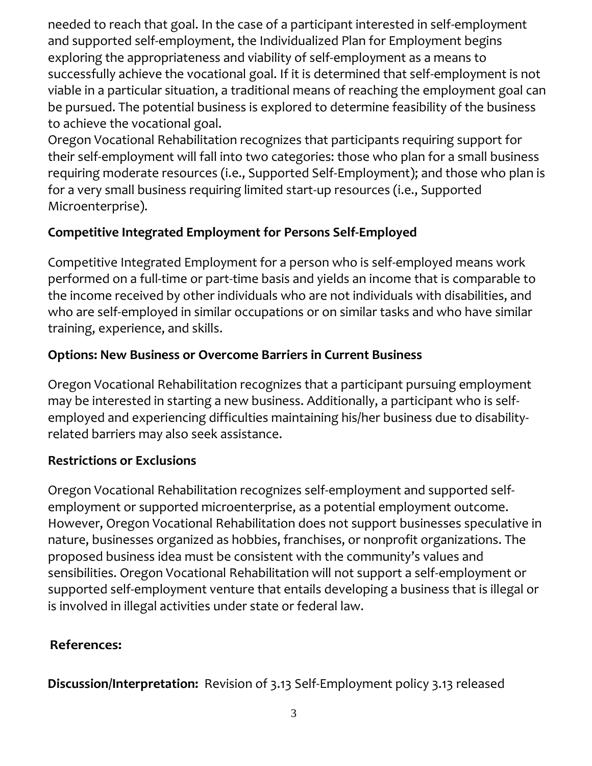needed to reach that goal. In the case of a participant interested in self-employment and supported self-employment, the Individualized Plan for Employment begins exploring the appropriateness and viability of self-employment as a means to successfully achieve the vocational goal. If it is determined that self-employment is not viable in a particular situation, a traditional means of reaching the employment goal can be pursued. The potential business is explored to determine feasibility of the business to achieve the vocational goal.

Oregon Vocational Rehabilitation recognizes that participants requiring support for their self-employment will fall into two categories: those who plan for a small business requiring moderate resources (i.e., Supported Self-Employment); and those who plan is for a very small business requiring limited start-up resources (i.e., Supported Microenterprise).

**Competitive Integrated Employment for Persons Self-Employed**

Competitive Integrated Employment for a person who is self-employed means work performed on a full-time or part-time basis and yields an income that is comparable to the income received by other individuals who are not individuals with disabilities, and who are self-employed in similar occupations or on similar tasks and who have similar training, experience, and skills.

**Options: New Business or Overcome Barriers in Current Business**

Oregon Vocational Rehabilitation recognizes that a participant pursuing employment may be interested in starting a new business. Additionally, a participant who is self-employed and experiencing difficulties maintaining his/her business due to disability-related barriers may also seek assistance.

**Restrictions or Exclusions**

Oregon Vocational Rehabilitation recognizes self-employment and supported self-employment or supported microenterprise, as a potential employment outcome. However, Oregon Vocational Rehabilitation does not support businesses speculative in nature, businesses organized as hobbies, franchises, or nonprofit organizations. The proposed business idea must be consistent with the community's values and sensibilities. Oregon Vocational Rehabilitation will not support a self-employment or supported self-employment venture that entails developing a business that is illegal or is involved in illegal activities under state or federal law.

**References:**

**Discussion/Interpretation:** Revision of 3.13 Self-Employment policy 3.13 released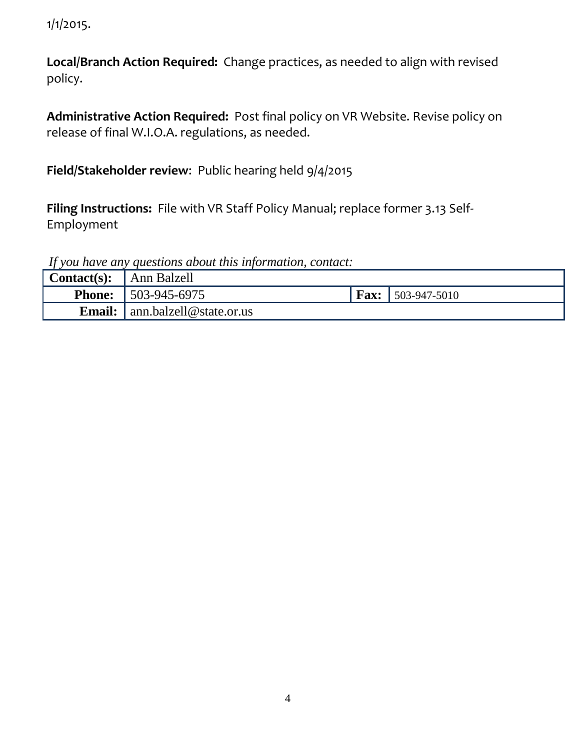1/1/2015.

**Local/Branch Action Required:** Change practices, as needed to align with revised policy.

**Administrative Action Required:** Post final policy on VR Website. Revise policy on release of final W.I.O.A. regulations, as needed.

**Field/Stakeholder review**: Public hearing held 9/4/2015

**Filing Instructions:** File with VR Staff Policy Manual; replace former 3.13 Self-Employment

*If you have any questions about this information, contact:*

| | | | |
|---|---|---|---|
| **Contact(s):** | Ann Balzell | | |
| **Phone:** | 503-945-6975 | **Fax:** | 503-947-5010 |
| **Email:** | ann.balzell@state.or.us | | |